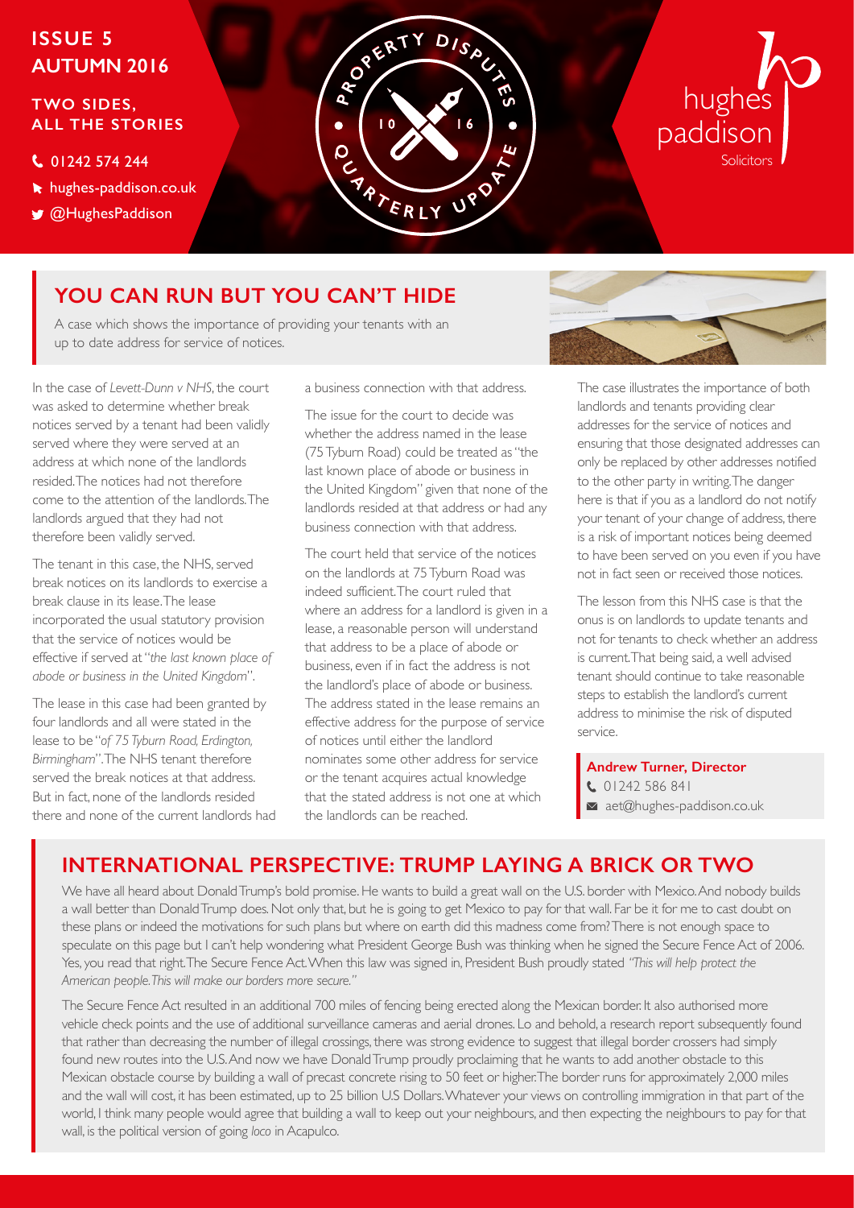**ISSUE 5**
**AUTUMN 2016**

**TWO SIDES, ALL THE STORIES**

01242 574 244
hughes-paddison.co.uk
@HughesPaddison

PROPERTY DISPUTES QUARTERLY UPDATE 10 16

hughes paddison Solicitors

## YOU CAN RUN BUT YOU CAN'T HIDE

A case which shows the importance of providing your tenants with an up to date address for service of notices.

In the case of *Levett-Dunn v NHS*, the court was asked to determine whether break notices served by a tenant had been validly served where they were served at an address at which none of the landlords resided. The notices had not therefore come to the attention of the landlords. The landlords argued that they had not therefore been validly served.

The tenant in this case, the NHS, served break notices on its landlords to exercise a break clause in its lease. The lease incorporated the usual statutory provision that the service of notices would be effective if served at "*the last known place of abode or business in the United Kingdom*".

The lease in this case had been granted by four landlords and all were stated in the lease to be "*of 75 Tyburn Road, Erdington, Birmingham*". The NHS tenant therefore served the break notices at that address. But in fact, none of the landlords resided there and none of the current landlords had a business connection with that address.

The issue for the court to decide was whether the address named in the lease (75 Tyburn Road) could be treated as "the last known place of abode or business in the United Kingdom" given that none of the landlords resided at that address or had any business connection with that address.

The court held that service of the notices on the landlords at 75 Tyburn Road was indeed sufficient. The court ruled that where an address for a landlord is given in a lease, a reasonable person will understand that address to be a place of abode or business, even if in fact the address is not the landlord's place of abode or business. The address stated in the lease remains an effective address for the purpose of service of notices until either the landlord nominates some other address for service or the tenant acquires actual knowledge that the stated address is not one at which the landlords can be reached.

The case illustrates the importance of both landlords and tenants providing clear addresses for the service of notices and ensuring that those designated addresses can only be replaced by other addresses notified to the other party in writing. The danger here is that if you as a landlord do not notify your tenant of your change of address, there is a risk of important notices being deemed to have been served on you even if you have not in fact seen or received those notices.

The lesson from this NHS case is that the onus is on landlords to update tenants and not for tenants to check whether an address is current. That being said, a well advised tenant should continue to take reasonable steps to establish the landlord's current address to minimise the risk of disputed service.

**Andrew Turner, Director**
01242 586 841
aet@hughes-paddison.co.uk

## INTERNATIONAL PERSPECTIVE: TRUMP LAYING A BRICK OR TWO

We have all heard about Donald Trump's bold promise. He wants to build a great wall on the U.S. border with Mexico. And nobody builds a wall better than Donald Trump does. Not only that, but he is going to get Mexico to pay for that wall. Far be it for me to cast doubt on these plans or indeed the motivations for such plans but where on earth did this madness come from? There is not enough space to speculate on this page but I can't help wondering what President George Bush was thinking when he signed the Secure Fence Act of 2006. Yes, you read that right. The Secure Fence Act. When this law was signed in, President Bush proudly stated *"This will help protect the American people. This will make our borders more secure."*

The Secure Fence Act resulted in an additional 700 miles of fencing being erected along the Mexican border. It also authorised more vehicle check points and the use of additional surveillance cameras and aerial drones. Lo and behold, a research report subsequently found that rather than decreasing the number of illegal crossings, there was strong evidence to suggest that illegal border crossers had simply found new routes into the U.S. And now we have Donald Trump proudly proclaiming that he wants to add another obstacle to this Mexican obstacle course by building a wall of precast concrete rising to 50 feet or higher. The border runs for approximately 2,000 miles and the wall will cost, it has been estimated, up to 25 billion U.S Dollars. Whatever your views on controlling immigration in that part of the world, I think many people would agree that building a wall to keep out your neighbours, and then expecting the neighbours to pay for that wall, is the political version of going *loco* in Acapulco.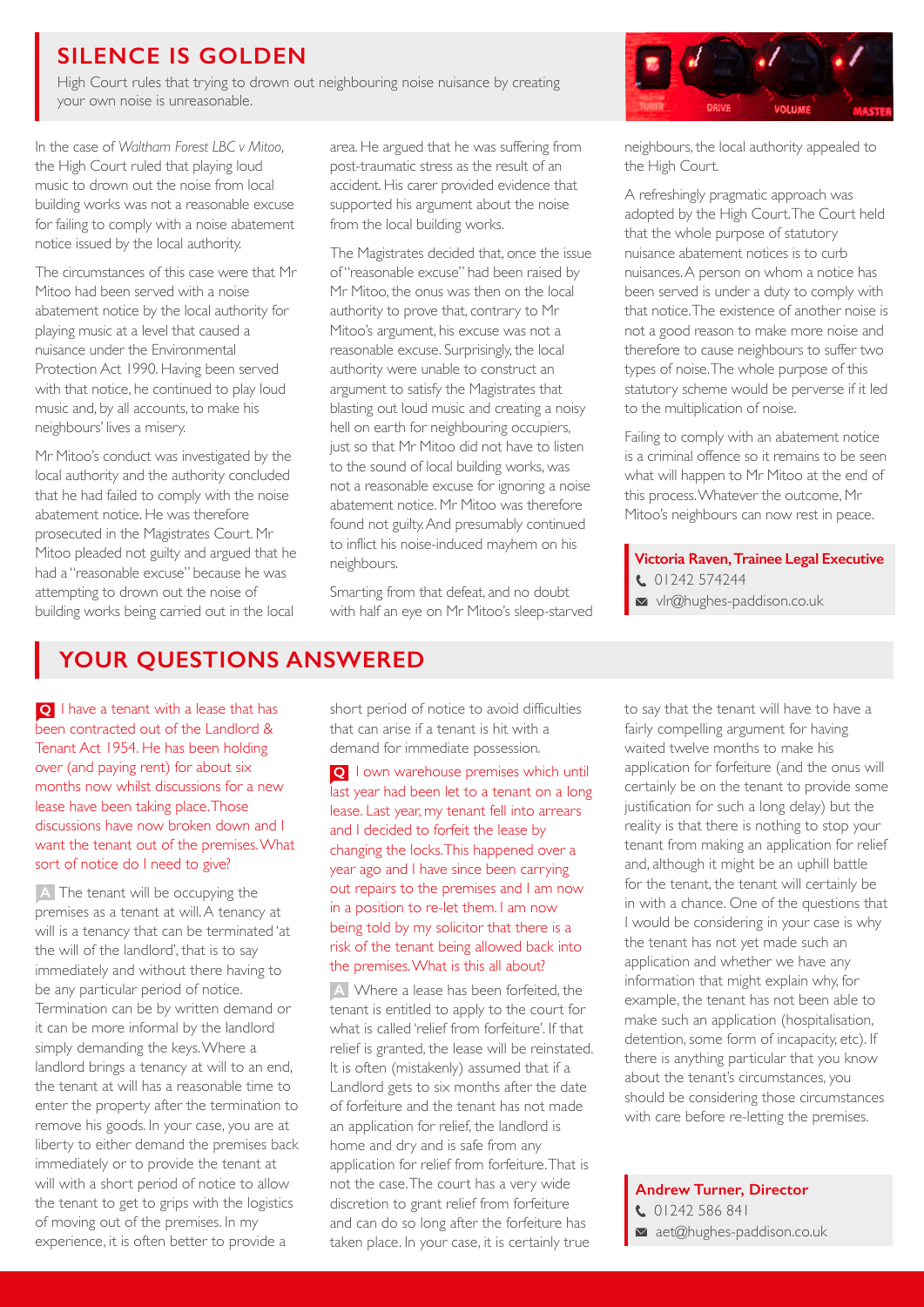## SILENCE IS GOLDEN

High Court rules that trying to drown out neighbouring noise nuisance by creating your own noise is unreasonable.

In the case of *Waltham Forest LBC v Mitoo*, the High Court ruled that playing loud music to drown out the noise from local building works was not a reasonable excuse for failing to comply with a noise abatement notice issued by the local authority.

The circumstances of this case were that Mr Mitoo had been served with a noise abatement notice by the local authority for playing music at a level that caused a nuisance under the Environmental Protection Act 1990. Having been served with that notice, he continued to play loud music and, by all accounts, to make his neighbours' lives a misery.

Mr Mitoo's conduct was investigated by the local authority and the authority concluded that he had failed to comply with the noise abatement notice. He was therefore prosecuted in the Magistrates Court. Mr Mitoo pleaded not guilty and argued that he had a "reasonable excuse" because he was attempting to drown out the noise of building works being carried out in the local area. He argued that he was suffering from post-traumatic stress as the result of an accident. His carer provided evidence that supported his argument about the noise from the local building works.

The Magistrates decided that, once the issue of "reasonable excuse" had been raised by Mr Mitoo, the onus was then on the local authority to prove that, contrary to Mr Mitoo's argument, his excuse was not a reasonable excuse. Surprisingly, the local authority were unable to construct an argument to satisfy the Magistrates that blasting out loud music and creating a noisy hell on earth for neighbouring occupiers, just so that Mr Mitoo did not have to listen to the sound of local building works, was not a reasonable excuse for ignoring a noise abatement notice. Mr Mitoo was therefore found not guilty. And presumably continued to inflict his noise-induced mayhem on his neighbours.

Smarting from that defeat, and no doubt with half an eye on Mr Mitoo's sleep-starved neighbours, the local authority appealed to the High Court.

A refreshingly pragmatic approach was adopted by the High Court. The Court held that the whole purpose of statutory nuisance abatement notices is to curb nuisances. A person on whom a notice has been served is under a duty to comply with that notice. The existence of another noise is not a good reason to make more noise and therefore to cause neighbours to suffer two types of noise. The whole purpose of this statutory scheme would be perverse if it led to the multiplication of noise.

Failing to comply with an abatement notice is a criminal offence so it remains to be seen what will happen to Mr Mitoo at the end of this process. Whatever the outcome, Mr Mitoo's neighbours can now rest in peace.

**Victoria Raven, Trainee Legal Executive**
01242 574244
vlr@hughes-paddison.co.uk

## YOUR QUESTIONS ANSWERED

**Q** I have a tenant with a lease that has been contracted out of the Landlord & Tenant Act 1954. He has been holding over (and paying rent) for about six months now whilst discussions for a new lease have been taking place. Those discussions have now broken down and I want the tenant out of the premises. What sort of notice do I need to give?

**A** The tenant will be occupying the premises as a tenant at will. A tenancy at will is a tenancy that can be terminated 'at the will of the landlord', that is to say immediately and without there having to be any particular period of notice. Termination can be by written demand or it can be more informal by the landlord simply demanding the keys. Where a landlord brings a tenancy at will to an end, the tenant at will has a reasonable time to enter the property after the termination to remove his goods. In your case, you are at liberty to either demand the premises back immediately or to provide the tenant at will with a short period of notice to allow the tenant to get to grips with the logistics of moving out of the premises. In my experience, it is often better to provide a short period of notice to avoid difficulties that can arise if a tenant is hit with a demand for immediate possession.

**Q** I own warehouse premises which until last year had been let to a tenant on a long lease. Last year, my tenant fell into arrears and I decided to forfeit the lease by changing the locks. This happened over a year ago and I have since been carrying out repairs to the premises and I am now in a position to re-let them. I am now being told by my solicitor that there is a risk of the tenant being allowed back into the premises. What is this all about?

**A** Where a lease has been forfeited, the tenant is entitled to apply to the court for what is called 'relief from forfeiture'. If that relief is granted, the lease will be reinstated. It is often (mistakenly) assumed that if a Landlord gets to six months after the date of forfeiture and the tenant has not made an application for relief, the landlord is home and dry and is safe from any application for relief from forfeiture. That is not the case. The court has a very wide discretion to grant relief from forfeiture and can do so long after the forfeiture has taken place. In your case, it is certainly true to say that the tenant will have to have a fairly compelling argument for having waited twelve months to make his application for forfeiture (and the onus will certainly be on the tenant to provide some justification for such a long delay) but the reality is that there is nothing to stop your tenant from making an application for relief and, although it might be an uphill battle for the tenant, the tenant will certainly be in with a chance. One of the questions that I would be considering in your case is why the tenant has not yet made such an application and whether we have any information that might explain why, for example, the tenant has not been able to make such an application (hospitalisation, detention, some form of incapacity, etc). If there is anything particular that you know about the tenant's circumstances, you should be considering those circumstances with care before re-letting the premises.

**Andrew Turner, Director**
01242 586 841
aet@hughes-paddison.co.uk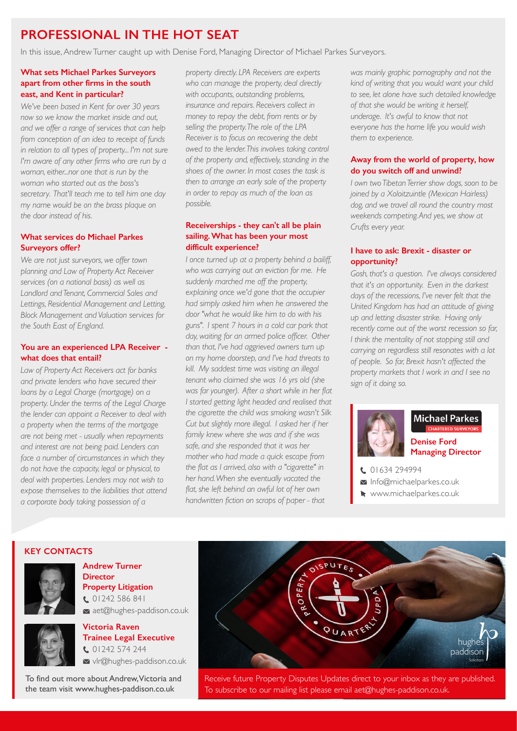# PROFESSIONAL IN THE HOT SEAT

In this issue, Andrew Turner caught up with Denise Ford, Managing Director of Michael Parkes Surveyors.

### What sets Michael Parkes Surveyors apart from other firms in the south east, and Kent in particular?

*We've been based in Kent for over 30 years now so we know the market inside and out, and we offer a range of services that can help from conception of an idea to receipt of funds in relation to all types of property... I'm not sure I'm aware of any other firms who are run by a woman, either...nor one that is run by the woman who started out as the boss's secretary. That'll teach me to tell him one day my name would be on the brass plaque on the door instead of his.*

### What services do Michael Parkes Surveyors offer?

*We are not just surveyors, we offer town planning and Law of Property Act Receiver services (on a national basis) as well as Landlord and Tenant, Commercial Sales and Lettings, Residential Management and Letting, Block Management and Valuation services for the South East of England.*

### You are an experienced LPA Receiver - what does that entail?

*Law of Property Act Receivers act for banks and private lenders who have secured their loans by a Legal Charge (mortgage) on a property. Under the terms of the Legal Charge the lender can appoint a Receiver to deal with a property when the terms of the mortgage are not being met - usually when repayments and interest are not being paid. Lenders can face a number of circumstances in which they do not have the capacity, legal or physical, to deal with properties. Lenders may not wish to expose themselves to the liabilities that attend a corporate body taking possession of a property directly. LPA Receivers are experts who can manage the property, deal directly with occupants, outstanding problems, insurance and repairs. Receivers collect in money to repay the debt, from rents or by selling the property. The role of the LPA Receiver is to focus on recovering the debt owed to the lender. This involves taking control of the property and, effectively, standing in the shoes of the owner. In most cases the task is then to arrange an early sale of the property in order to repay as much of the loan as possible.*

### Receiverships - they can't all be plain sailing. What has been your most difficult experience?

*I once turned up at a property behind a bailiff, who was carrying out an eviction for me. He suddenly marched me off the property, explaining once we'd gone that the occupier had simply asked him when he answered the door "what he would like him to do with his guns". I spent 7 hours in a cold car park that day, waiting for an armed police officer. Other than that, I've had aggrieved owners turn up on my home doorstep, and I've had threats to kill. My saddest time was visiting an illegal tenant who claimed she was 16 yrs old (she was far younger). After a short while in her flat I started getting light headed and realised that the cigarette the child was smoking wasn't Silk Cut but slightly more illegal. I asked her if her family knew where she was and if she was safe, and she responded that it was her mother who had made a quick escape from the flat as I arrived, also with a "cigarette" in her hand. When she eventually vacated the flat, she left behind an awful lot of her own handwritten fiction on scraps of paper - that was mainly graphic pornography and not the kind of writing that you would want your child to see, let alone have such detailed knowledge of that she would be writing it herself, underage. It's awful to know that not everyone has the home life you would wish them to experience.*

### Away from the world of property, how do you switch off and unwind?

*I own two Tibetan Terrier show dogs, soon to be joined by a Xoloitzuintle (Mexican Hairless) dog, and we travel all round the country most weekends competing. And yes, we show at Crufts every year.*

### I have to ask: Brexit - disaster or opportunity?

*Gosh, that's a question. I've always considered that it's an opportunity. Even in the darkest days of the recessions, I've never felt that the United Kingdom has had an attitude of giving up and letting disaster strike. Having only recently come out of the worst recession so far, I think the mentality of not stopping still and carrying on regardless still resonates with a lot of people. So far, Brexit hasn't affected the property markets that I work in and I see no sign of it doing so.*

**Michael Parkes**
CHARTERED SURVEYORS

**Denise Ford**
**Managing Director**

01634 294994
Info@michaelparkes.co.uk
www.michaelparkes.co.uk

## KEY CONTACTS

**Andrew Turner**
**Director**
**Property Litigation**
01242 586 841
aet@hughes-paddison.co.uk

**Victoria Raven**
**Trainee Legal Executive**
01242 574 244
vlr@hughes-paddison.co.uk

To find out more about Andrew, Victoria and the team visit www.hughes-paddison.co.uk

Receive future Property Disputes Updates direct to your inbox as they are published. To subscribe to our mailing list please email aet@hughes-paddison.co.uk.